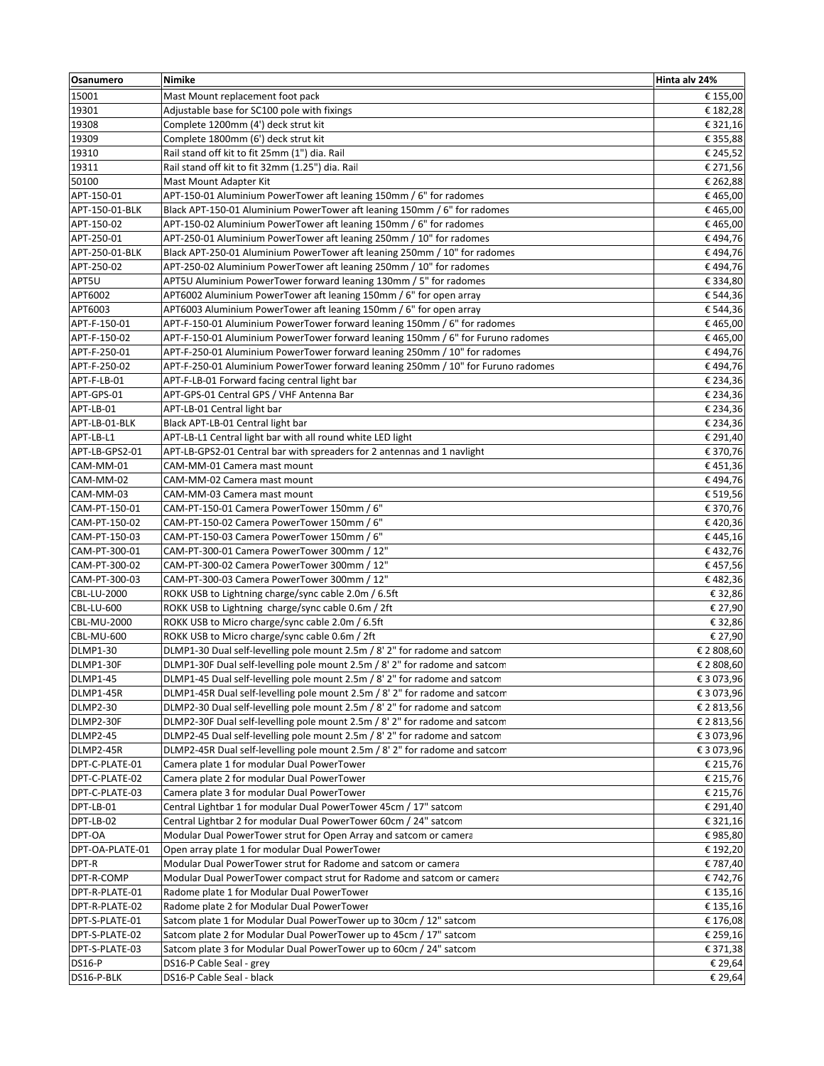| Osanumero | Nimike | Hinta alv 24% |
|---|---|---|
| 15001 | Mast Mount replacement foot pack | € 155,00 |
| 19301 | Adjustable base for SC100 pole with fixings | € 182,28 |
| 19308 | Complete 1200mm (4') deck strut kit | € 321,16 |
| 19309 | Complete 1800mm (6') deck strut kit | € 355,88 |
| 19310 | Rail stand off kit to fit 25mm (1") dia. Rail | € 245,52 |
| 19311 | Rail stand off kit to fit 32mm (1.25") dia. Rail | € 271,56 |
| 50100 | Mast Mount Adapter Kit | € 262,88 |
| APT-150-01 | APT-150-01 Aluminium PowerTower aft leaning 150mm / 6" for radomes | € 465,00 |
| APT-150-01-BLK | Black APT-150-01 Aluminium PowerTower aft leaning 150mm / 6" for radomes | € 465,00 |
| APT-150-02 | APT-150-02 Aluminium PowerTower aft leaning 150mm / 6" for radomes | € 465,00 |
| APT-250-01 | APT-250-01 Aluminium PowerTower aft leaning 250mm / 10" for radomes | € 494,76 |
| APT-250-01-BLK | Black APT-250-01 Aluminium PowerTower aft leaning 250mm / 10" for radomes | € 494,76 |
| APT-250-02 | APT-250-02 Aluminium PowerTower aft leaning 250mm / 10" for radomes | € 494,76 |
| APT5U | APT5U Aluminium PowerTower forward leaning 130mm / 5" for radomes | € 334,80 |
| APT6002 | APT6002 Aluminium PowerTower aft leaning 150mm / 6" for open array | € 544,36 |
| APT6003 | APT6003 Aluminium PowerTower aft leaning 150mm / 6" for open array | € 544,36 |
| APT-F-150-01 | APT-F-150-01 Aluminium PowerTower forward leaning 150mm / 6" for radomes | € 465,00 |
| APT-F-150-02 | APT-F-150-01 Aluminium PowerTower forward leaning 150mm / 6" for Furuno radomes | € 465,00 |
| APT-F-250-01 | APT-F-250-01 Aluminium PowerTower forward leaning 250mm / 10" for radomes | € 494,76 |
| APT-F-250-02 | APT-F-250-01 Aluminium PowerTower forward leaning 250mm / 10" for Furuno radomes | € 494,76 |
| APT-F-LB-01 | APT-F-LB-01 Forward facing central light bar | € 234,36 |
| APT-GPS-01 | APT-GPS-01 Central GPS / VHF Antenna Bar | € 234,36 |
| APT-LB-01 | APT-LB-01 Central light bar | € 234,36 |
| APT-LB-01-BLK | Black APT-LB-01 Central light bar | € 234,36 |
| APT-LB-L1 | APT-LB-L1 Central light bar with all round white LED light | € 291,40 |
| APT-LB-GPS2-01 | APT-LB-GPS2-01 Central bar with spreaders for 2 antennas and 1 navlight | € 370,76 |
| CAM-MM-01 | CAM-MM-01 Camera mast mount | € 451,36 |
| CAM-MM-02 | CAM-MM-02 Camera mast mount | € 494,76 |
| CAM-MM-03 | CAM-MM-03 Camera mast mount | € 519,56 |
| CAM-PT-150-01 | CAM-PT-150-01 Camera PowerTower 150mm / 6" | € 370,76 |
| CAM-PT-150-02 | CAM-PT-150-02 Camera PowerTower 150mm / 6" | € 420,36 |
| CAM-PT-150-03 | CAM-PT-150-03 Camera PowerTower 150mm / 6" | € 445,16 |
| CAM-PT-300-01 | CAM-PT-300-01 Camera PowerTower 300mm / 12" | € 432,76 |
| CAM-PT-300-02 | CAM-PT-300-02 Camera PowerTower 300mm / 12" | € 457,56 |
| CAM-PT-300-03 | CAM-PT-300-03 Camera PowerTower 300mm / 12" | € 482,36 |
| CBL-LU-2000 | ROKK USB to Lightning charge/sync cable 2.0m / 6.5ft | € 32,86 |
| CBL-LU-600 | ROKK USB to Lightning charge/sync cable 0.6m / 2ft | € 27,90 |
| CBL-MU-2000 | ROKK USB to Micro charge/sync cable 2.0m / 6.5ft | € 32,86 |
| CBL-MU-600 | ROKK USB to Micro charge/sync cable 0.6m / 2ft | € 27,90 |
| DLMP1-30 | DLMP1-30 Dual self-levelling pole mount 2.5m / 8' 2" for radome and satcom | € 2 808,60 |
| DLMP1-30F | DLMP1-30F Dual self-levelling pole mount 2.5m / 8' 2" for radome and satcom | € 2 808,60 |
| DLMP1-45 | DLMP1-45 Dual self-levelling pole mount 2.5m / 8' 2" for radome and satcom | € 3 073,96 |
| DLMP1-45R | DLMP1-45R Dual self-levelling pole mount 2.5m / 8' 2" for radome and satcom | € 3 073,96 |
| DLMP2-30 | DLMP2-30 Dual self-levelling pole mount 2.5m / 8' 2" for radome and satcom | € 2 813,56 |
| DLMP2-30F | DLMP2-30F Dual self-levelling pole mount 2.5m / 8' 2" for radome and satcom | € 2 813,56 |
| DLMP2-45 | DLMP2-45 Dual self-levelling pole mount 2.5m / 8' 2" for radome and satcom | € 3 073,96 |
| DLMP2-45R | DLMP2-45R Dual self-levelling pole mount 2.5m / 8' 2" for radome and satcom | € 3 073,96 |
| DPT-C-PLATE-01 | Camera plate 1 for modular Dual PowerTower | € 215,76 |
| DPT-C-PLATE-02 | Camera plate 2 for modular Dual PowerTower | € 215,76 |
| DPT-C-PLATE-03 | Camera plate 3 for modular Dual PowerTower | € 215,76 |
| DPT-LB-01 | Central Lightbar 1 for modular Dual PowerTower 45cm / 17" satcom | € 291,40 |
| DPT-LB-02 | Central Lightbar 2 for modular Dual PowerTower 60cm / 24" satcom | € 321,16 |
| DPT-OA | Modular Dual PowerTower strut for Open Array and satcom or camera | € 985,80 |
| DPT-OA-PLATE-01 | Open array plate 1 for modular Dual PowerTower | € 192,20 |
| DPT-R | Modular Dual PowerTower strut for Radome and satcom or camera | € 787,40 |
| DPT-R-COMP | Modular Dual PowerTower compact strut for Radome and satcom or camera | € 742,76 |
| DPT-R-PLATE-01 | Radome plate 1 for Modular Dual PowerTower | € 135,16 |
| DPT-R-PLATE-02 | Radome plate 2 for Modular Dual PowerTower | € 135,16 |
| DPT-S-PLATE-01 | Satcom plate 1 for Modular Dual PowerTower up to 30cm / 12" satcom | € 176,08 |
| DPT-S-PLATE-02 | Satcom plate 2 for Modular Dual PowerTower up to 45cm / 17" satcom | € 259,16 |
| DPT-S-PLATE-03 | Satcom plate 3 for Modular Dual PowerTower up to 60cm / 24" satcom | € 371,38 |
| DS16-P | DS16-P Cable Seal - grey | € 29,64 |
| DS16-P-BLK | DS16-P Cable Seal - black | € 29,64 |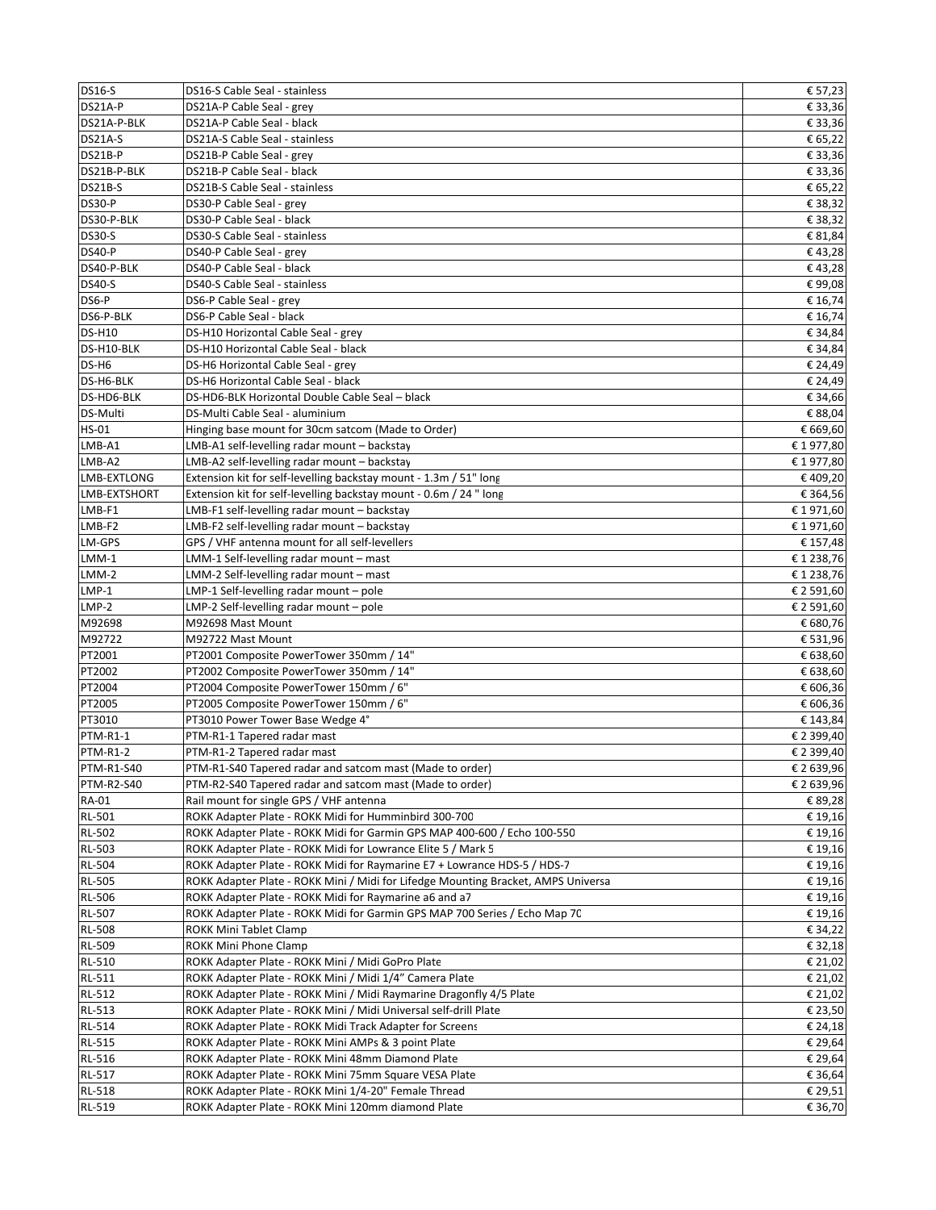| DS16-S | DS16-S Cable Seal - stainless | € 57,23 |
|---|---|---|
| DS21A-P | DS21A-P Cable Seal - grey | € 33,36 |
| DS21A-P-BLK | DS21A-P Cable Seal - black | € 33,36 |
| DS21A-S | DS21A-S Cable Seal - stainless | € 65,22 |
| DS21B-P | DS21B-P Cable Seal - grey | € 33,36 |
| DS21B-P-BLK | DS21B-P Cable Seal - black | € 33,36 |
| DS21B-S | DS21B-S Cable Seal - stainless | € 65,22 |
| DS30-P | DS30-P Cable Seal - grey | € 38,32 |
| DS30-P-BLK | DS30-P Cable Seal - black | € 38,32 |
| DS30-S | DS30-S Cable Seal - stainless | € 81,84 |
| DS40-P | DS40-P Cable Seal - grey | € 43,28 |
| DS40-P-BLK | DS40-P Cable Seal - black | € 43,28 |
| DS40-S | DS40-S Cable Seal - stainless | € 99,08 |
| DS6-P | DS6-P Cable Seal - grey | € 16,74 |
| DS6-P-BLK | DS6-P Cable Seal - black | € 16,74 |
| DS-H10 | DS-H10 Horizontal Cable Seal - grey | € 34,84 |
| DS-H10-BLK | DS-H10 Horizontal Cable Seal - black | € 34,84 |
| DS-H6 | DS-H6 Horizontal Cable Seal - grey | € 24,49 |
| DS-H6-BLK | DS-H6 Horizontal Cable Seal - black | € 24,49 |
| DS-HD6-BLK | DS-HD6-BLK Horizontal Double Cable Seal – black | € 34,66 |
| DS-Multi | DS-Multi Cable Seal - aluminium | € 88,04 |
| HS-01 | Hinging base mount for 30cm satcom (Made to Order) | € 669,60 |
| LMB-A1 | LMB-A1 self-levelling radar mount – backstay | € 1 977,80 |
| LMB-A2 | LMB-A2 self-levelling radar mount – backstay | € 1 977,80 |
| LMB-EXTLONG | Extension kit for self-levelling backstay mount - 1.3m / 51" long | € 409,20 |
| LMB-EXTSHORT | Extension kit for self-levelling backstay mount - 0.6m / 24 " long | € 364,56 |
| LMB-F1 | LMB-F1 self-levelling radar mount – backstay | € 1 971,60 |
| LMB-F2 | LMB-F2 self-levelling radar mount – backstay | € 1 971,60 |
| LM-GPS | GPS / VHF antenna mount for all self-levellers | € 157,48 |
| LMM-1 | LMM-1 Self-levelling radar mount – mast | € 1 238,76 |
| LMM-2 | LMM-2 Self-levelling radar mount – mast | € 1 238,76 |
| LMP-1 | LMP-1 Self-levelling radar mount – pole | € 2 591,60 |
| LMP-2 | LMP-2 Self-levelling radar mount – pole | € 2 591,60 |
| M92698 | M92698 Mast Mount | € 680,76 |
| M92722 | M92722 Mast Mount | € 531,96 |
| PT2001 | PT2001 Composite PowerTower 350mm / 14" | € 638,60 |
| PT2002 | PT2002 Composite PowerTower 350mm / 14" | € 638,60 |
| PT2004 | PT2004 Composite PowerTower 150mm / 6" | € 606,36 |
| PT2005 | PT2005 Composite PowerTower 150mm / 6" | € 606,36 |
| PT3010 | PT3010 Power Tower Base Wedge 4° | € 143,84 |
| PTM-R1-1 | PTM-R1-1 Tapered radar mast | € 2 399,40 |
| PTM-R1-2 | PTM-R1-2 Tapered radar mast | € 2 399,40 |
| PTM-R1-S40 | PTM-R1-S40 Tapered radar and satcom mast (Made to order) | € 2 639,96 |
| PTM-R2-S40 | PTM-R2-S40 Tapered radar and satcom mast (Made to order) | € 2 639,96 |
| RA-01 | Rail mount for single GPS / VHF antenna | € 89,28 |
| RL-501 | ROKK Adapter Plate - ROKK Midi for Humminbird 300-700 | € 19,16 |
| RL-502 | ROKK Adapter Plate - ROKK Midi for Garmin GPS MAP 400-600 / Echo 100-550 | € 19,16 |
| RL-503 | ROKK Adapter Plate - ROKK Midi for Lowrance Elite 5 / Mark 5 | € 19,16 |
| RL-504 | ROKK Adapter Plate - ROKK Midi for Raymarine E7 + Lowrance HDS-5 / HDS-7 | € 19,16 |
| RL-505 | ROKK Adapter Plate - ROKK Mini / Midi for Lifedge Mounting Bracket, AMPS Universa | € 19,16 |
| RL-506 | ROKK Adapter Plate - ROKK Midi for Raymarine a6 and a7 | € 19,16 |
| RL-507 | ROKK Adapter Plate - ROKK Midi for Garmin GPS MAP 700 Series / Echo Map 70 | € 19,16 |
| RL-508 | ROKK Mini Tablet Clamp | € 34,22 |
| RL-509 | ROKK Mini Phone Clamp | € 32,18 |
| RL-510 | ROKK Adapter Plate - ROKK Mini / Midi GoPro Plate | € 21,02 |
| RL-511 | ROKK Adapter Plate - ROKK Mini / Midi 1/4" Camera Plate | € 21,02 |
| RL-512 | ROKK Adapter Plate - ROKK Mini / Midi Raymarine Dragonfly 4/5 Plate | € 21,02 |
| RL-513 | ROKK Adapter Plate - ROKK Mini / Midi Universal self-drill Plate | € 23,50 |
| RL-514 | ROKK Adapter Plate - ROKK Midi Track Adapter for Screens | € 24,18 |
| RL-515 | ROKK Adapter Plate - ROKK Mini AMPs & 3 point Plate | € 29,64 |
| RL-516 | ROKK Adapter Plate - ROKK Mini 48mm Diamond Plate | € 29,64 |
| RL-517 | ROKK Adapter Plate - ROKK Mini 75mm Square VESA Plate | € 36,64 |
| RL-518 | ROKK Adapter Plate - ROKK Mini 1/4-20" Female Thread | € 29,51 |
| RL-519 | ROKK Adapter Plate - ROKK Mini 120mm diamond Plate | € 36,70 |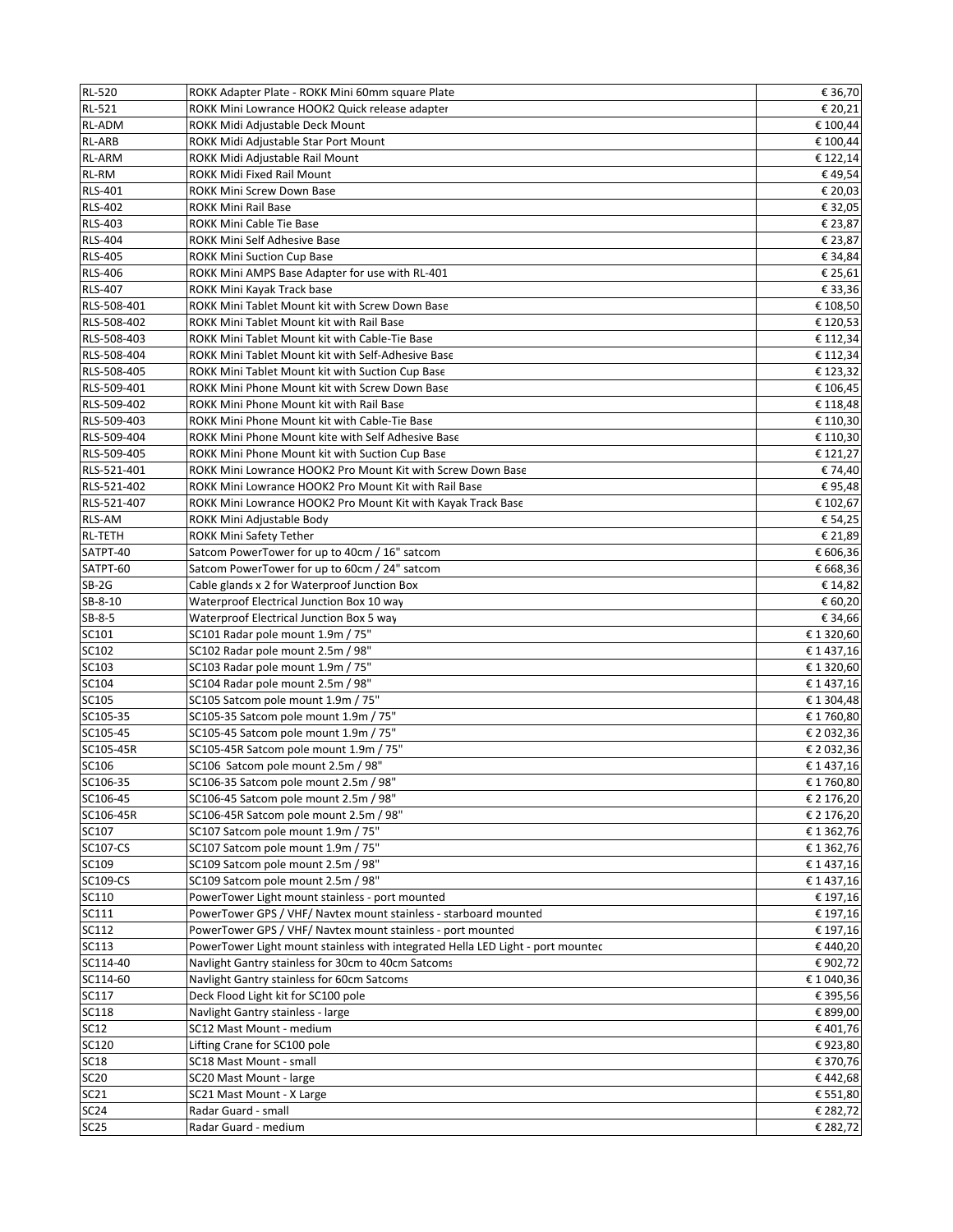| | | |
|---|---|---|
| RL-520 | ROKK Adapter Plate - ROKK Mini 60mm square Plate | € 36,70 |
| RL-521 | ROKK Mini Lowrance HOOK2 Quick release adapter | € 20,21 |
| RL-ADM | ROKK Midi Adjustable Deck Mount | € 100,44 |
| RL-ARB | ROKK Midi Adjustable Star Port Mount | € 100,44 |
| RL-ARM | ROKK Midi Adjustable Rail Mount | € 122,14 |
| RL-RM | ROKK Midi Fixed Rail Mount | € 49,54 |
| RLS-401 | ROKK Mini Screw Down Base | € 20,03 |
| RLS-402 | ROKK Mini Rail Base | € 32,05 |
| RLS-403 | ROKK Mini Cable Tie Base | € 23,87 |
| RLS-404 | ROKK Mini Self Adhesive Base | € 23,87 |
| RLS-405 | ROKK Mini Suction Cup Base | € 34,84 |
| RLS-406 | ROKK Mini AMPS Base Adapter for use with RL-401 | € 25,61 |
| RLS-407 | ROKK Mini Kayak Track base | € 33,36 |
| RLS-508-401 | ROKK Mini Tablet Mount kit with Screw Down Base | € 108,50 |
| RLS-508-402 | ROKK Mini Tablet Mount kit with Rail Base | € 120,53 |
| RLS-508-403 | ROKK Mini Tablet Mount kit with Cable-Tie Base | € 112,34 |
| RLS-508-404 | ROKK Mini Tablet Mount kit with Self-Adhesive Base | € 112,34 |
| RLS-508-405 | ROKK Mini Tablet Mount kit with Suction Cup Base | € 123,32 |
| RLS-509-401 | ROKK Mini Phone Mount kit with Screw Down Base | € 106,45 |
| RLS-509-402 | ROKK Mini Phone Mount kit with Rail Base | € 118,48 |
| RLS-509-403 | ROKK Mini Phone Mount kit with Cable-Tie Base | € 110,30 |
| RLS-509-404 | ROKK Mini Phone Mount kite with Self Adhesive Base | € 110,30 |
| RLS-509-405 | ROKK Mini Phone Mount kit with Suction Cup Base | € 121,27 |
| RLS-521-401 | ROKK Mini Lowrance HOOK2 Pro Mount Kit with Screw Down Base | € 74,40 |
| RLS-521-402 | ROKK Mini Lowrance HOOK2 Pro Mount Kit with Rail Base | € 95,48 |
| RLS-521-407 | ROKK Mini Lowrance HOOK2 Pro Mount Kit with Kayak Track Base | € 102,67 |
| RLS-AM | ROKK Mini Adjustable Body | € 54,25 |
| RL-TETH | ROKK Mini Safety Tether | € 21,89 |
| SATPT-40 | Satcom PowerTower for up to 40cm / 16" satcom | € 606,36 |
| SATPT-60 | Satcom PowerTower for up to 60cm / 24" satcom | € 668,36 |
| SB-2G | Cable glands x 2 for Waterproof Junction Box | € 14,82 |
| SB-8-10 | Waterproof Electrical Junction Box 10 way | € 60,20 |
| SB-8-5 | Waterproof Electrical Junction Box 5 way | € 34,66 |
| SC101 | SC101 Radar pole mount 1.9m / 75" | € 1 320,60 |
| SC102 | SC102 Radar pole mount 2.5m / 98" | € 1 437,16 |
| SC103 | SC103 Radar pole mount 1.9m / 75" | € 1 320,60 |
| SC104 | SC104 Radar pole mount 2.5m / 98" | € 1 437,16 |
| SC105 | SC105 Satcom pole mount 1.9m / 75" | € 1 304,48 |
| SC105-35 | SC105-35 Satcom pole mount 1.9m / 75" | € 1 760,80 |
| SC105-45 | SC105-45 Satcom pole mount 1.9m / 75" | € 2 032,36 |
| SC105-45R | SC105-45R Satcom pole mount 1.9m / 75" | € 2 032,36 |
| SC106 | SC106 Satcom pole mount 2.5m / 98" | € 1 437,16 |
| SC106-35 | SC106-35 Satcom pole mount 2.5m / 98" | € 1 760,80 |
| SC106-45 | SC106-45 Satcom pole mount 2.5m / 98" | € 2 176,20 |
| SC106-45R | SC106-45R Satcom pole mount 2.5m / 98" | € 2 176,20 |
| SC107 | SC107 Satcom pole mount 1.9m / 75" | € 1 362,76 |
| SC107-CS | SC107 Satcom pole mount 1.9m / 75" | € 1 362,76 |
| SC109 | SC109 Satcom pole mount 2.5m / 98" | € 1 437,16 |
| SC109-CS | SC109 Satcom pole mount 2.5m / 98" | € 1 437,16 |
| SC110 | PowerTower Light mount stainless - port mounted | € 197,16 |
| SC111 | PowerTower GPS / VHF/ Navtex mount stainless - starboard mounted | € 197,16 |
| SC112 | PowerTower GPS / VHF/ Navtex mount stainless - port mounted | € 197,16 |
| SC113 | PowerTower Light mount stainless with integrated Hella LED Light - port mounted | € 440,20 |
| SC114-40 | Navlight Gantry stainless for 30cm to 40cm Satcoms | € 902,72 |
| SC114-60 | Navlight Gantry stainless for 60cm Satcoms | € 1 040,36 |
| SC117 | Deck Flood Light kit for SC100 pole | € 395,56 |
| SC118 | Navlight Gantry stainless - large | € 899,00 |
| SC12 | SC12 Mast Mount - medium | € 401,76 |
| SC120 | Lifting Crane for SC100 pole | € 923,80 |
| SC18 | SC18 Mast Mount - small | € 370,76 |
| SC20 | SC20 Mast Mount - large | € 442,68 |
| SC21 | SC21 Mast Mount - X Large | € 551,80 |
| SC24 | Radar Guard - small | € 282,72 |
| SC25 | Radar Guard - medium | € 282,72 |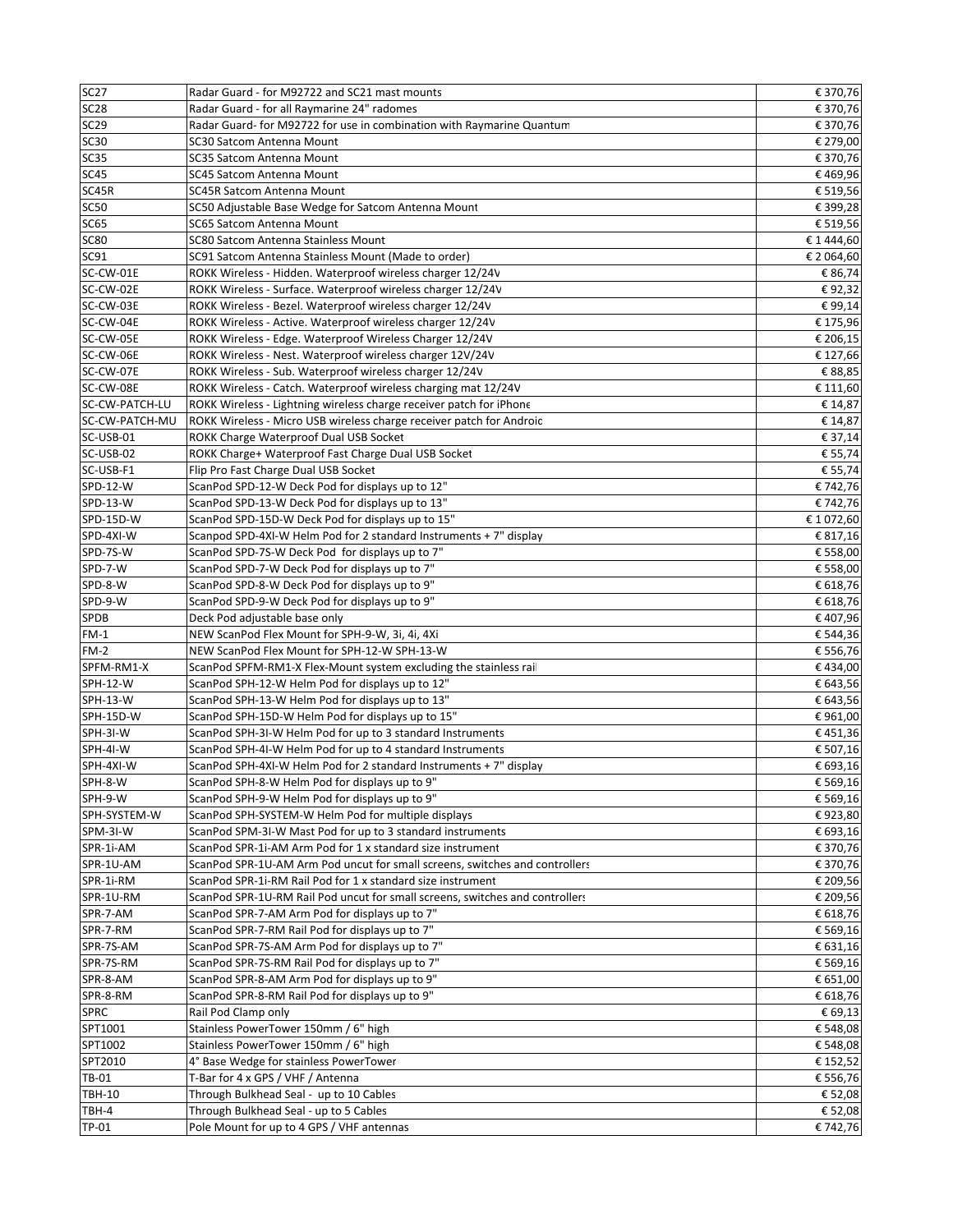| | | |
|---|---|---|
| SC27 | Radar Guard - for M92722 and SC21 mast mounts | € 370,76 |
| SC28 | Radar Guard - for all Raymarine 24" radomes | € 370,76 |
| SC29 | Radar Guard- for M92722 for use in combination with Raymarine Quantum | € 370,76 |
| SC30 | SC30 Satcom Antenna Mount | € 279,00 |
| SC35 | SC35 Satcom Antenna Mount | € 370,76 |
| SC45 | SC45 Satcom Antenna Mount | € 469,96 |
| SC45R | SC45R Satcom Antenna Mount | € 519,56 |
| SC50 | SC50 Adjustable Base Wedge for Satcom Antenna Mount | € 399,28 |
| SC65 | SC65 Satcom Antenna Mount | € 519,56 |
| SC80 | SC80 Satcom Antenna Stainless Mount | € 1 444,60 |
| SC91 | SC91 Satcom Antenna Stainless Mount (Made to order) | € 2 064,60 |
| SC-CW-01E | ROKK Wireless - Hidden. Waterproof wireless charger 12/24V | € 86,74 |
| SC-CW-02E | ROKK Wireless - Surface. Waterproof wireless charger 12/24V | € 92,32 |
| SC-CW-03E | ROKK Wireless - Bezel. Waterproof wireless charger 12/24V | € 99,14 |
| SC-CW-04E | ROKK Wireless - Active. Waterproof wireless charger 12/24V | € 175,96 |
| SC-CW-05E | ROKK Wireless - Edge. Waterproof Wireless Charger 12/24V | € 206,15 |
| SC-CW-06E | ROKK Wireless - Nest. Waterproof wireless charger 12V/24V | € 127,66 |
| SC-CW-07E | ROKK Wireless - Sub. Waterproof wireless charger 12/24V | € 88,85 |
| SC-CW-08E | ROKK Wireless - Catch. Waterproof wireless charging mat 12/24V | € 111,60 |
| SC-CW-PATCH-LU | ROKK Wireless - Lightning wireless charge receiver patch for iPhone | € 14,87 |
| SC-CW-PATCH-MU | ROKK Wireless - Micro USB wireless charge receiver patch for Android | € 14,87 |
| SC-USB-01 | ROKK Charge Waterproof Dual USB Socket | € 37,14 |
| SC-USB-02 | ROKK Charge+ Waterproof Fast Charge Dual USB Socket | € 55,74 |
| SC-USB-F1 | Flip Pro Fast Charge Dual USB Socket | € 55,74 |
| SPD-12-W | ScanPod SPD-12-W Deck Pod for displays up to 12" | € 742,76 |
| SPD-13-W | ScanPod SPD-13-W Deck Pod for displays up to 13" | € 742,76 |
| SPD-15D-W | ScanPod SPD-15D-W Deck Pod for displays up to 15" | € 1 072,60 |
| SPD-4XI-W | Scanpod SPD-4XI-W Helm Pod for 2 standard Instruments + 7" display | € 817,16 |
| SPD-7S-W | ScanPod SPD-7S-W Deck Pod  for displays up to 7" | € 558,00 |
| SPD-7-W | ScanPod SPD-7-W Deck Pod for displays up to 7" | € 558,00 |
| SPD-8-W | ScanPod SPD-8-W Deck Pod for displays up to 9" | € 618,76 |
| SPD-9-W | ScanPod SPD-9-W Deck Pod for displays up to 9" | € 618,76 |
| SPDB | Deck Pod adjustable base only | € 407,96 |
| FM-1 | NEW ScanPod Flex Mount for SPH-9-W, 3i, 4i, 4Xi | € 544,36 |
| FM-2 | NEW ScanPod Flex Mount for SPH-12-W SPH-13-W | € 556,76 |
| SPFM-RM1-X | ScanPod SPFM-RM1-X Flex-Mount system excluding the stainless rail | € 434,00 |
| SPH-12-W | ScanPod SPH-12-W Helm Pod for displays up to 12" | € 643,56 |
| SPH-13-W | ScanPod SPH-13-W Helm Pod for displays up to 13" | € 643,56 |
| SPH-15D-W | ScanPod SPH-15D-W Helm Pod for displays up to 15" | € 961,00 |
| SPH-3I-W | ScanPod SPH-3I-W Helm Pod for up to 3 standard Instruments | € 451,36 |
| SPH-4I-W | ScanPod SPH-4I-W Helm Pod for up to 4 standard Instruments | € 507,16 |
| SPH-4XI-W | ScanPod SPH-4XI-W Helm Pod for 2 standard Instruments + 7" display | € 693,16 |
| SPH-8-W | ScanPod SPH-8-W Helm Pod for displays up to 9" | € 569,16 |
| SPH-9-W | ScanPod SPH-9-W Helm Pod for displays up to 9" | € 569,16 |
| SPH-SYSTEM-W | ScanPod SPH-SYSTEM-W Helm Pod for multiple displays | € 923,80 |
| SPM-3I-W | ScanPod SPM-3I-W Mast Pod for up to 3 standard instruments | € 693,16 |
| SPR-1i-AM | ScanPod SPR-1i-AM Arm Pod for 1 x standard size instrument | € 370,76 |
| SPR-1U-AM | ScanPod SPR-1U-AM Arm Pod uncut for small screens, switches and controllers | € 370,76 |
| SPR-1i-RM | ScanPod SPR-1i-RM Rail Pod for 1 x standard size instrument | € 209,56 |
| SPR-1U-RM | ScanPod SPR-1U-RM Rail Pod uncut for small screens, switches and controllers | € 209,56 |
| SPR-7-AM | ScanPod SPR-7-AM Arm Pod for displays up to 7" | € 618,76 |
| SPR-7-RM | ScanPod SPR-7-RM Rail Pod for displays up to 7" | € 569,16 |
| SPR-7S-AM | ScanPod SPR-7S-AM Arm Pod for displays up to 7" | € 631,16 |
| SPR-7S-RM | ScanPod SPR-7S-RM Rail Pod for displays up to 7" | € 569,16 |
| SPR-8-AM | ScanPod SPR-8-AM Arm Pod for displays up to 9" | € 651,00 |
| SPR-8-RM | ScanPod SPR-8-RM Rail Pod for displays up to 9" | € 618,76 |
| SPRC | Rail Pod Clamp only | € 69,13 |
| SPT1001 | Stainless PowerTower 150mm / 6" high | € 548,08 |
| SPT1002 | Stainless PowerTower 150mm / 6" high | € 548,08 |
| SPT2010 | 4° Base Wedge for stainless PowerTower | € 152,52 |
| TB-01 | T-Bar for 4 x GPS / VHF / Antenna | € 556,76 |
| TBH-10 | Through Bulkhead Seal -  up to 10 Cables | € 52,08 |
| TBH-4 | Through Bulkhead Seal - up to 5 Cables | € 52,08 |
| TP-01 | Pole Mount for up to 4 GPS / VHF antennas | € 742,76 |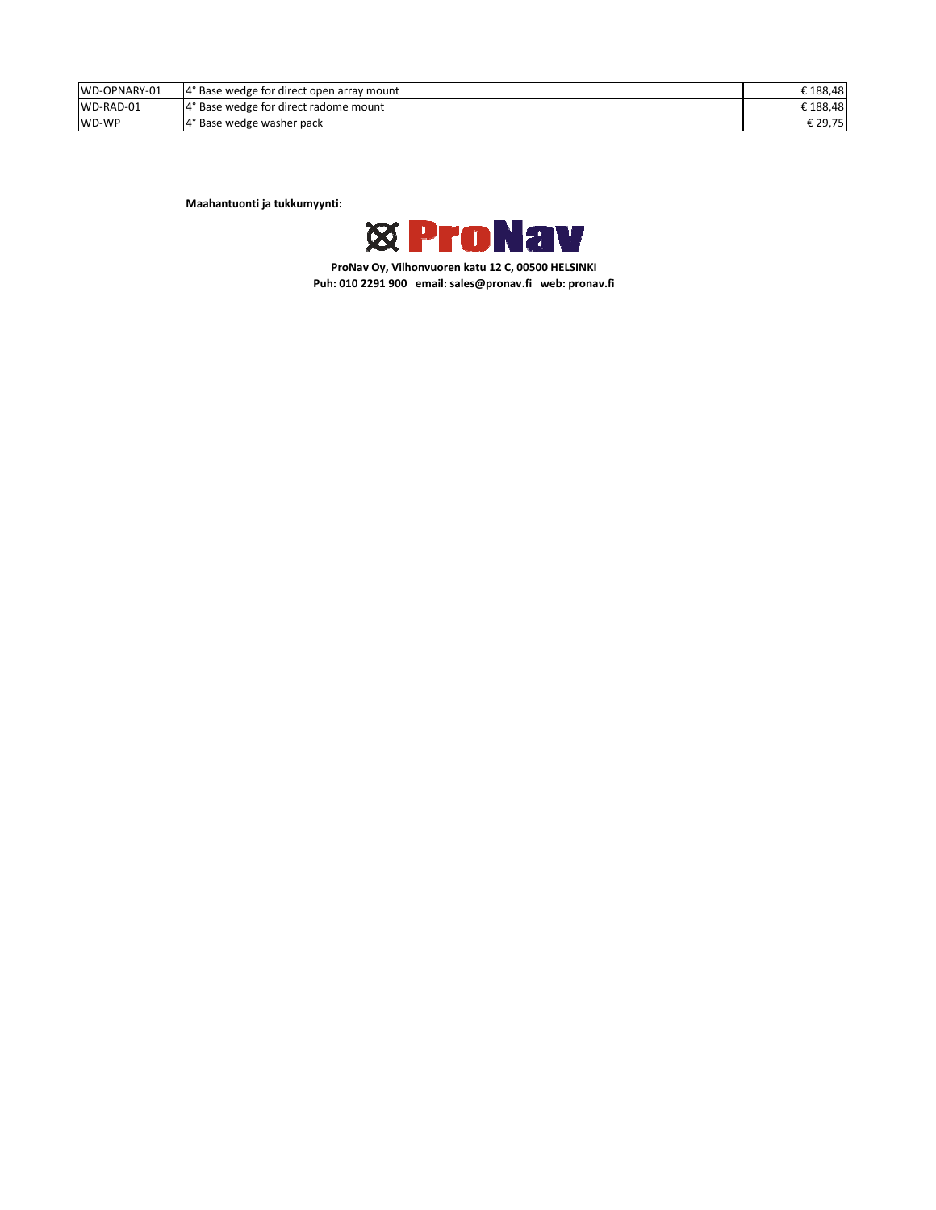| | | |
|---|---|---|
| WD-OPNARY-01 | 4° Base wedge for direct open array mount | € 188,48 |
| WD-RAD-01 | 4° Base wedge for direct radome mount | € 188,48 |
| WD-WP | 4° Base wedge washer pack | € 29,75 |

**Maahantuonti ja tukkumyynti:**

**ProNav**

**ProNav Oy, Vilhonvuoren katu 12 C, 00500 HELSINKI**
**Puh: 010 2291 900 email: sales@pronav.fi web: pronav.fi**